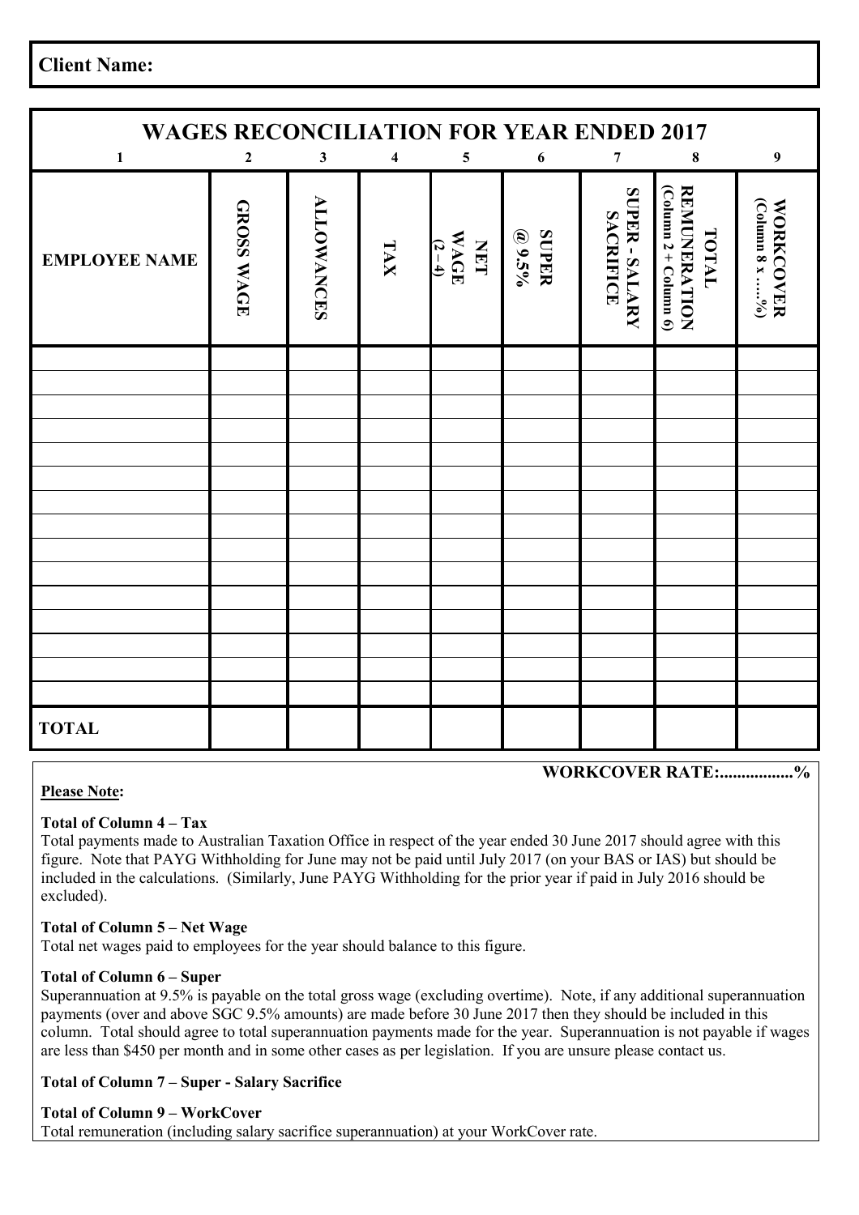**Client Name:**

## WAGES RECONCILIATION FOR YEAR ENDED 2017

| 1 | 2 | 3 | 4 | 5 | 6 | 7 | 8 | 9 |
|---|---|---|---|---|---|---|---|---|
| **EMPLOYEE NAME** | **GROSS WAGE** | **ALLOWANCES** | **TAX** | **NET WAGE (2 – 4)** | **SUPER @ 9.5%** | **SUPER - SALARY SACRIFICE** | **TOTAL REMUNERATION (Column 2 + Column 6)** | **WORKCOVER (Column 8 x ….%)** |
| | | | | | | | | |
| | | | | | | | | |
| | | | | | | | | |
| | | | | | | | | |
| | | | | | | | | |
| | | | | | | | | |
| | | | | | | | | |
| | | | | | | | | |
| | | | | | | | | |
| | | | | | | | | |
| | | | | | | | | |
| | | | | | | | | |
| | | | | | | | | |
| | | | | | | | | |
| | | | | | | | | |
| **TOTAL** | | | | | | | | |

**WORKCOVER RATE:................%**

**Please Note:**

**Total of Column 4 – Tax**

Total payments made to Australian Taxation Office in respect of the year ended 30 June 2017 should agree with this figure. Note that PAYG Withholding for June may not be paid until July 2017 (on your BAS or IAS) but should be included in the calculations. (Similarly, June PAYG Withholding for the prior year if paid in July 2016 should be excluded).

**Total of Column 5 – Net Wage**

Total net wages paid to employees for the year should balance to this figure.

**Total of Column 6 – Super**

Superannuation at 9.5% is payable on the total gross wage (excluding overtime). Note, if any additional superannuation payments (over and above SGC 9.5% amounts) are made before 30 June 2017 then they should be included in this column. Total should agree to total superannuation payments made for the year. Superannuation is not payable if wages are less than $450 per month and in some other cases as per legislation. If you are unsure please contact us.

**Total of Column 7 – Super - Salary Sacrifice**

**Total of Column 9 – WorkCover**

Total remuneration (including salary sacrifice superannuation) at your WorkCover rate.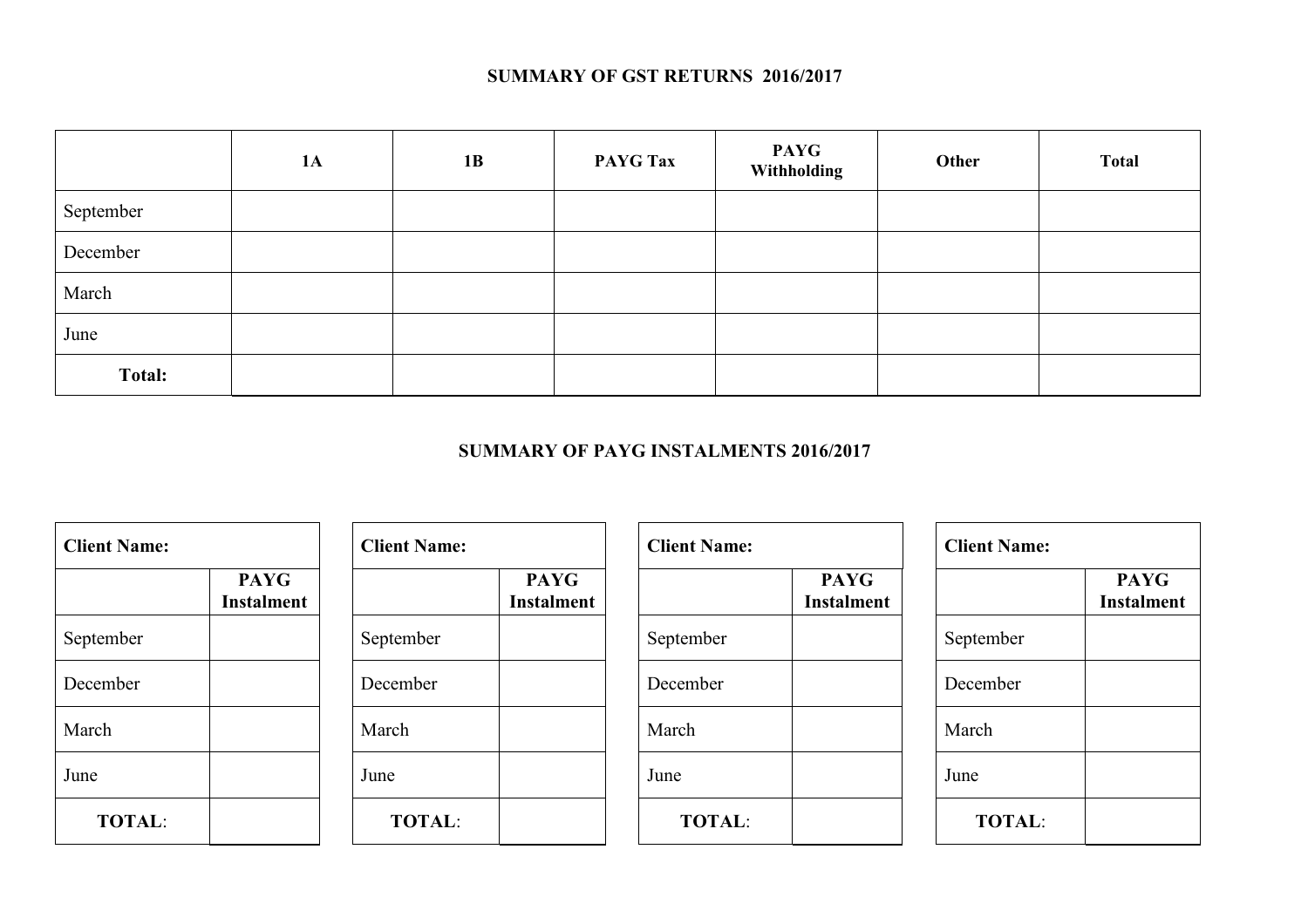**SUMMARY OF GST RETURNS 2016/2017**

| | 1A | 1B | PAYG Tax | PAYG Withholding | Other | Total |
|---|---|---|---|---|---|---|
| September | | | | | | |
| December | | | | | | |
| March | | | | | | |
| June | | | | | | |
| **Total:** | | | | | | |

**SUMMARY OF PAYG INSTALMENTS 2016/2017**

| **Client Name:** | |
|---|---|
| | **PAYG Instalment** |
| September | |
| December | |
| March | |
| June | |
| **TOTAL**: | |

| **Client Name:** | |
|---|---|
| | **PAYG Instalment** |
| September | |
| December | |
| March | |
| June | |
| **TOTAL**: | |

| **Client Name:** | |
|---|---|
| | **PAYG Instalment** |
| September | |
| December | |
| March | |
| June | |
| **TOTAL**: | |

| **Client Name:** | |
|---|---|
| | **PAYG Instalment** |
| September | |
| December | |
| March | |
| June | |
| **TOTAL**: | |